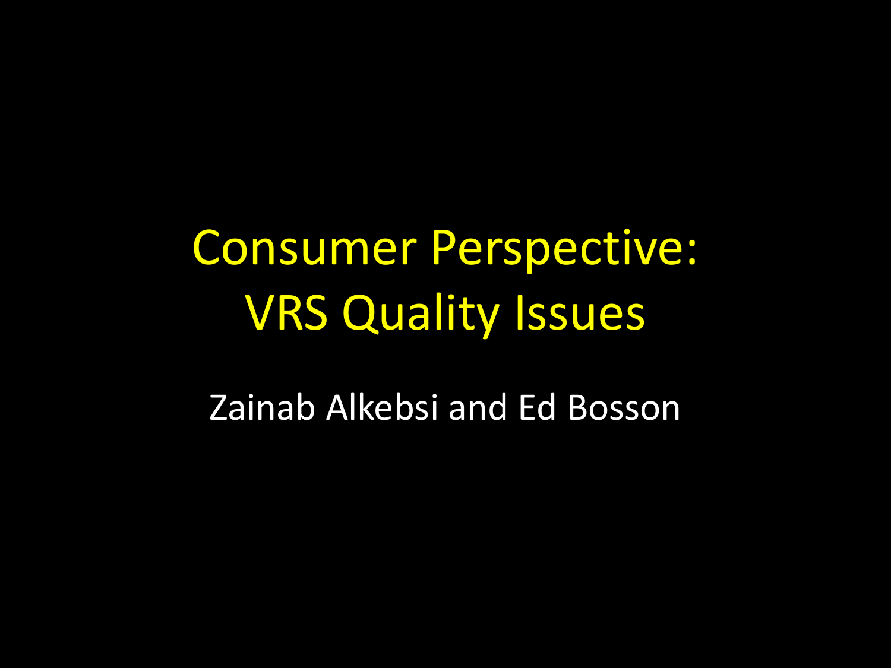# Consumer Perspective: VRS Quality Issues

Zainab Alkebsi and Ed Bosson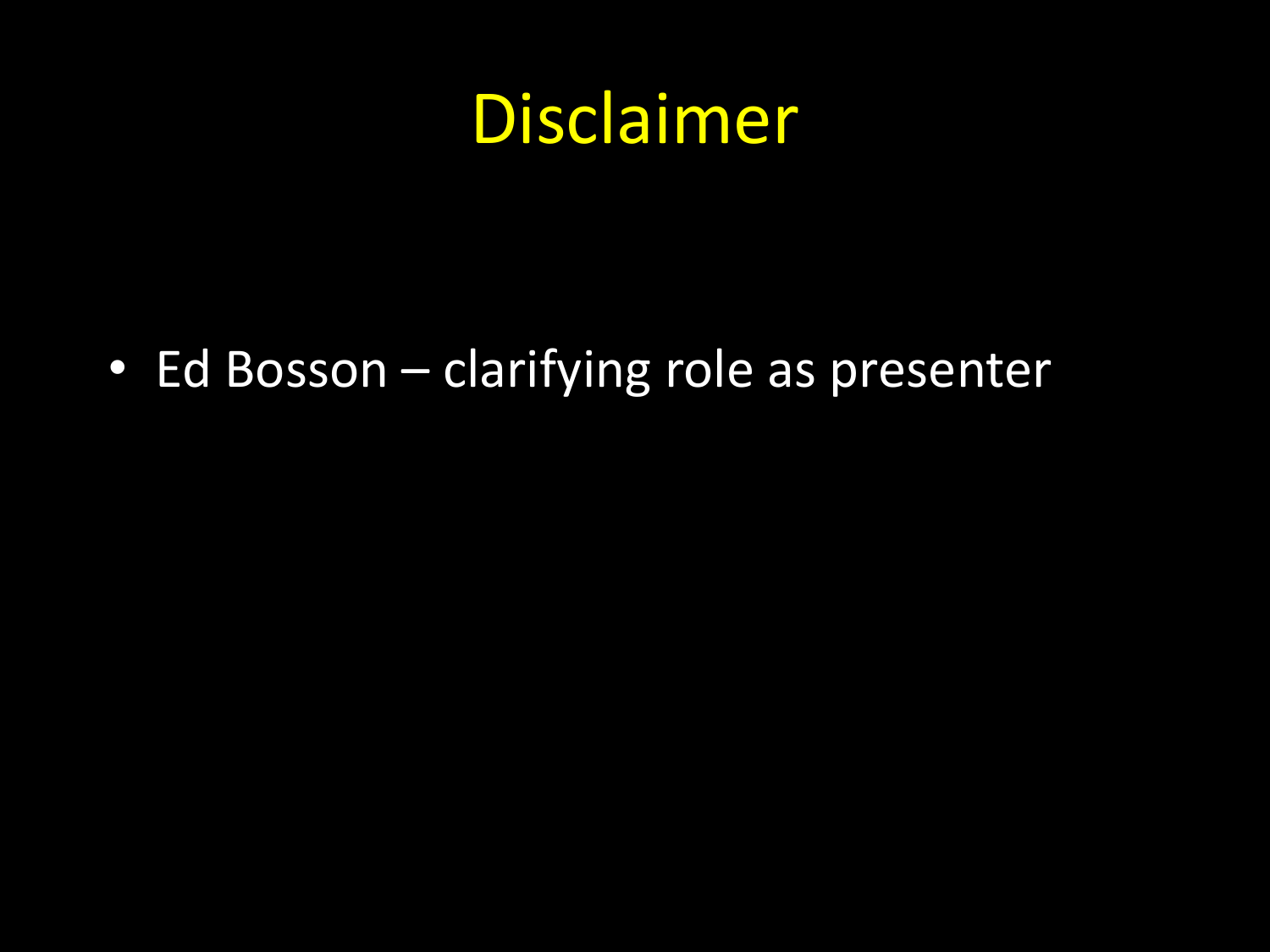# Disclaimer

- Ed Bosson – clarifying role as presenter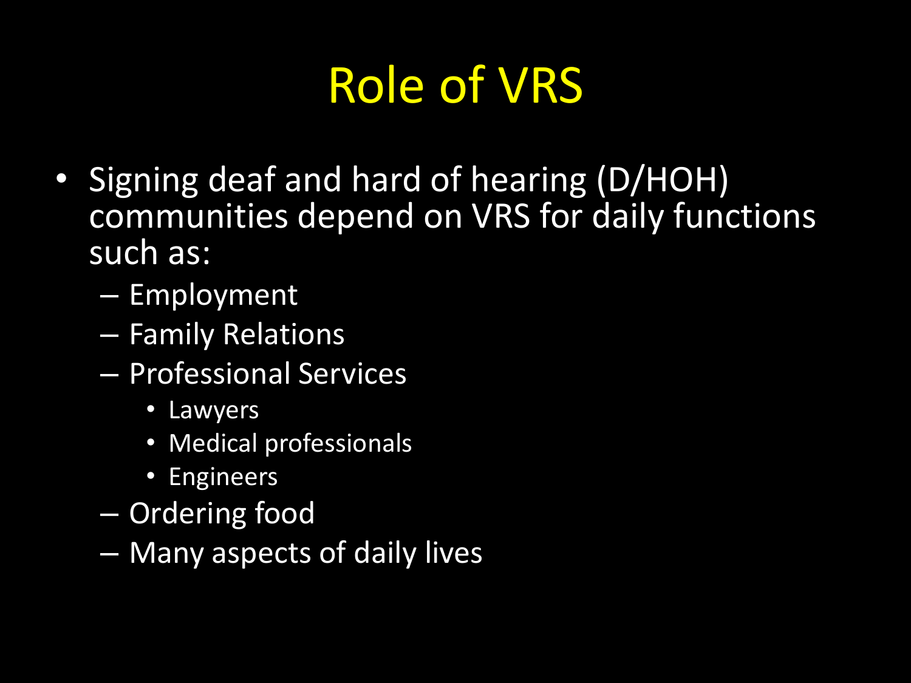# Role of VRS

- Signing deaf and hard of hearing (D/HOH) communities depend on VRS for daily functions such as:
  - Employment
  - Family Relations
  - Professional Services
    - Lawyers
    - Medical professionals
    - Engineers
  - Ordering food
  - Many aspects of daily lives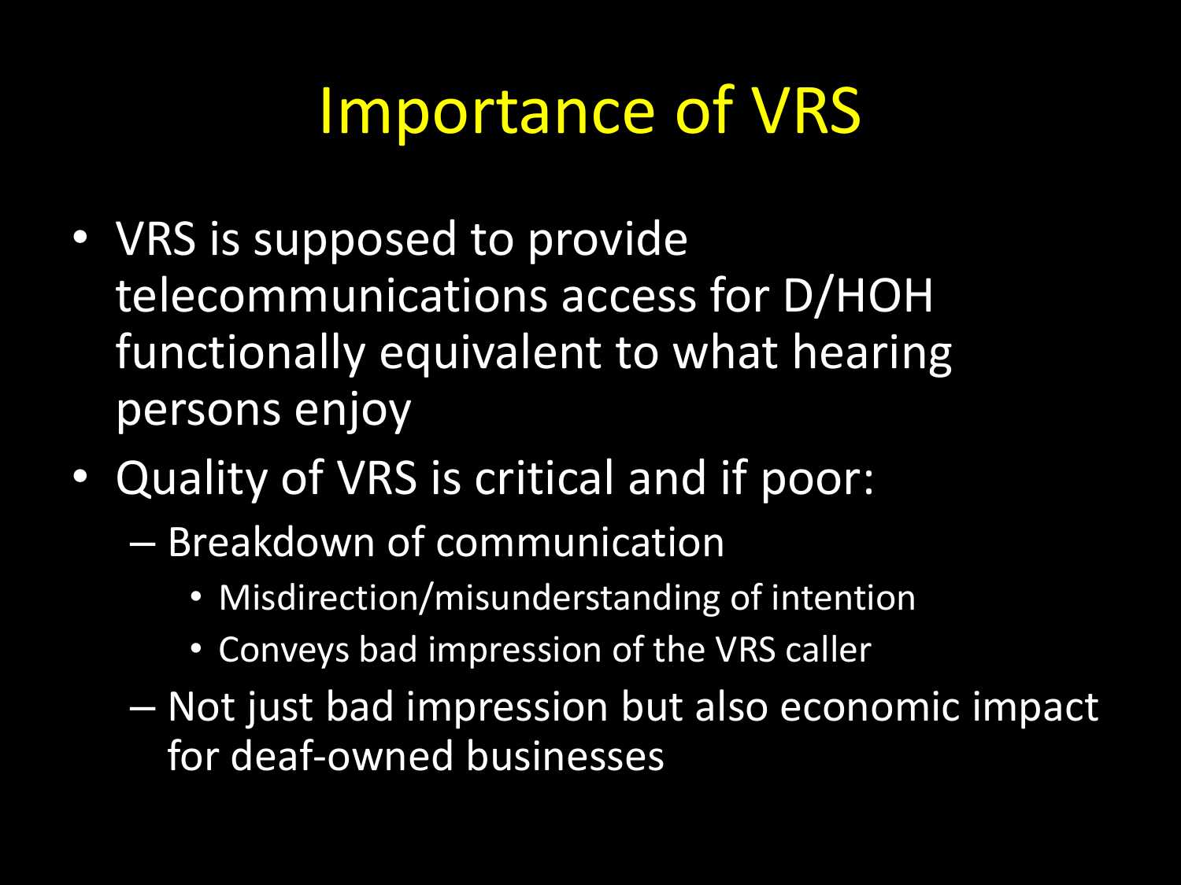# Importance of VRS

- VRS is supposed to provide telecommunications access for D/HOH functionally equivalent to what hearing persons enjoy
- Quality of VRS is critical and if poor:
  - Breakdown of communication
    - Misdirection/misunderstanding of intention
    - Conveys bad impression of the VRS caller
  - Not just bad impression but also economic impact for deaf-owned businesses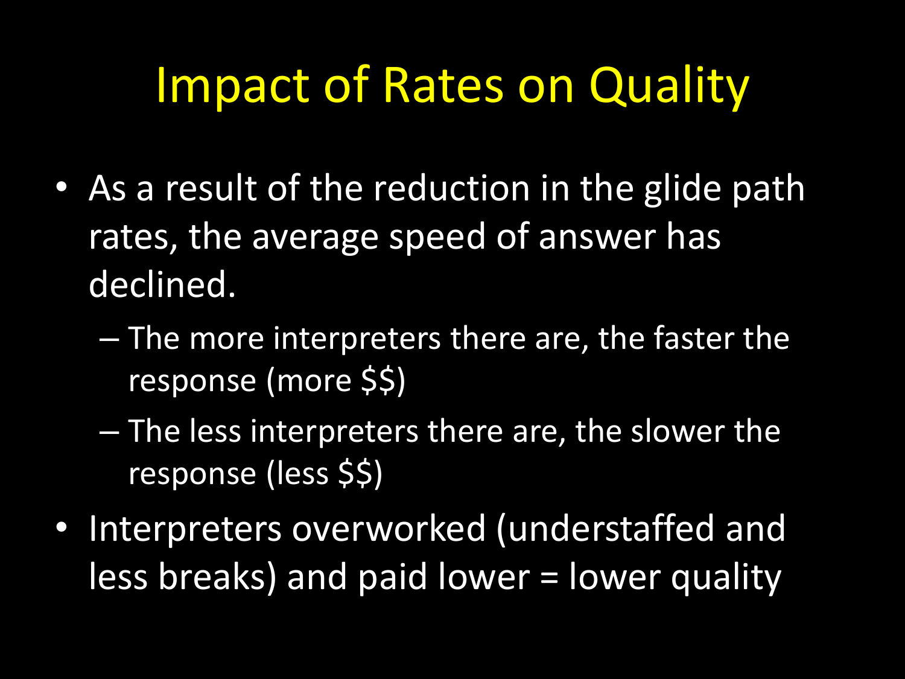# Impact of Rates on Quality

- As a result of the reduction in the glide path rates, the average speed of answer has declined.
  - The more interpreters there are, the faster the response (more $$)
  - The less interpreters there are, the slower the response (less $$)
- Interpreters overworked (understaffed and less breaks) and paid lower = lower quality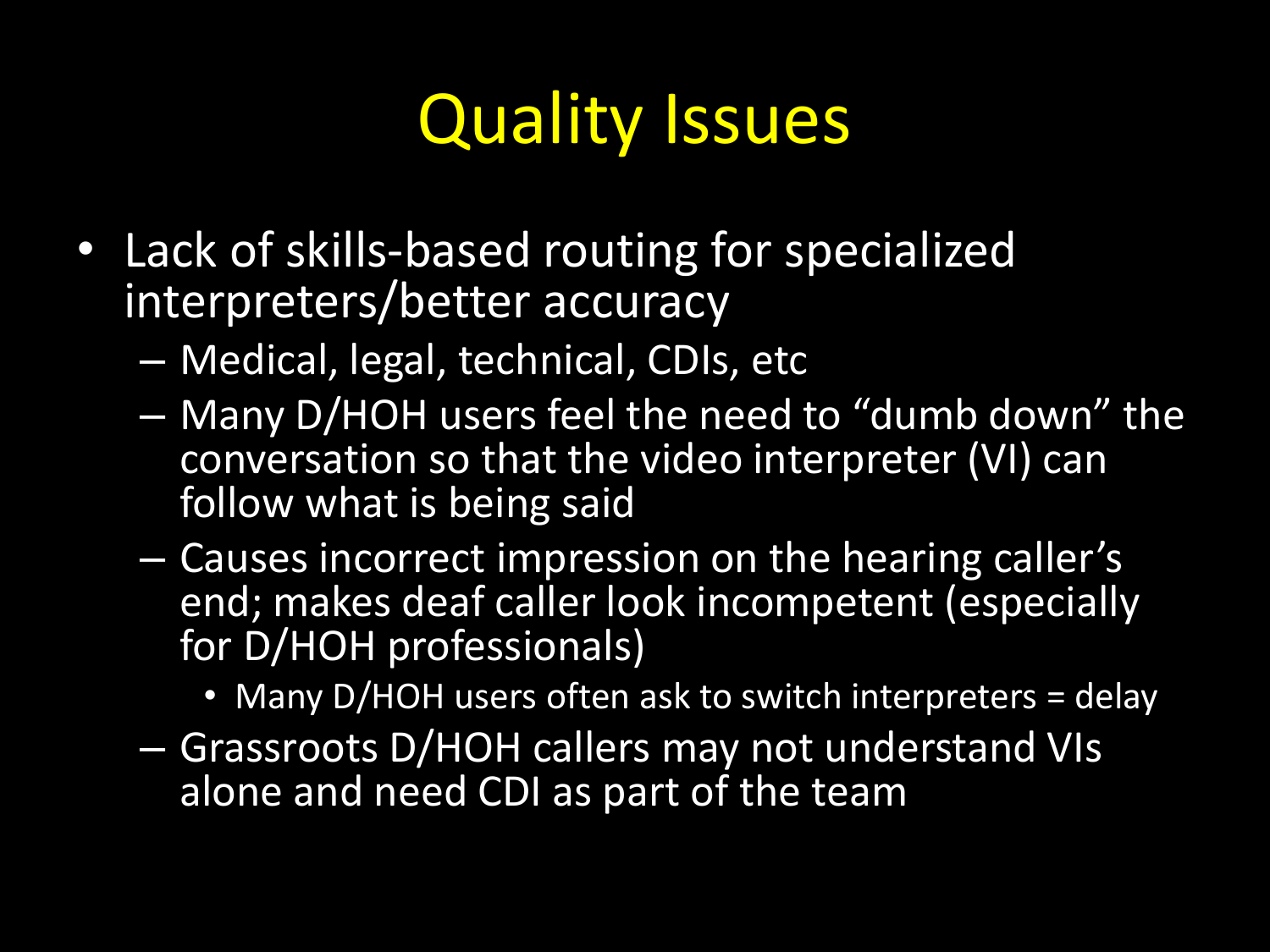# Quality Issues

- Lack of skills-based routing for specialized interpreters/better accuracy
  - Medical, legal, technical, CDIs, etc
  - Many D/HOH users feel the need to “dumb down” the conversation so that the video interpreter (VI) can follow what is being said
  - Causes incorrect impression on the hearing caller’s end; makes deaf caller look incompetent (especially for D/HOH professionals)
    - Many D/HOH users often ask to switch interpreters = delay
  - Grassroots D/HOH callers may not understand VIs alone and need CDI as part of the team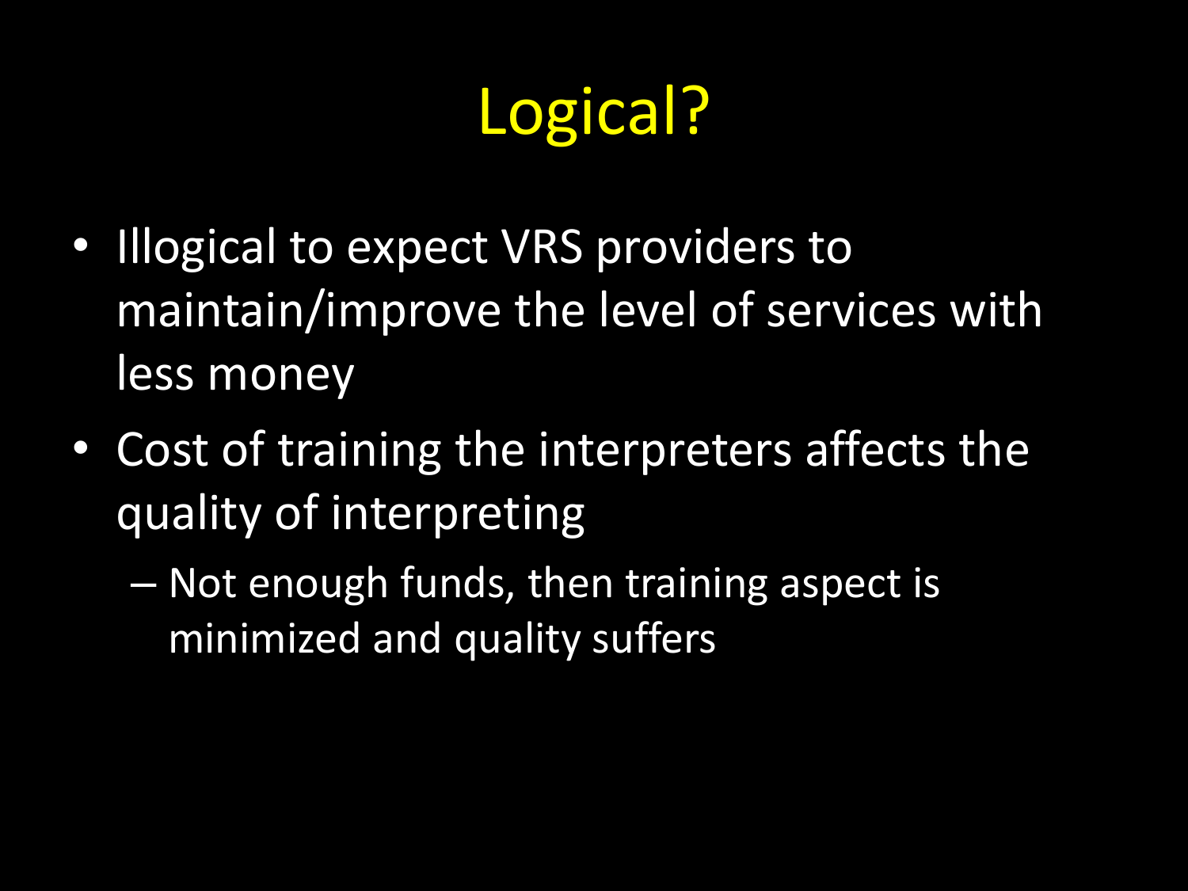# Logical?

- Illogical to expect VRS providers to maintain/improve the level of services with less money
- Cost of training the interpreters affects the quality of interpreting
  - Not enough funds, then training aspect is minimized and quality suffers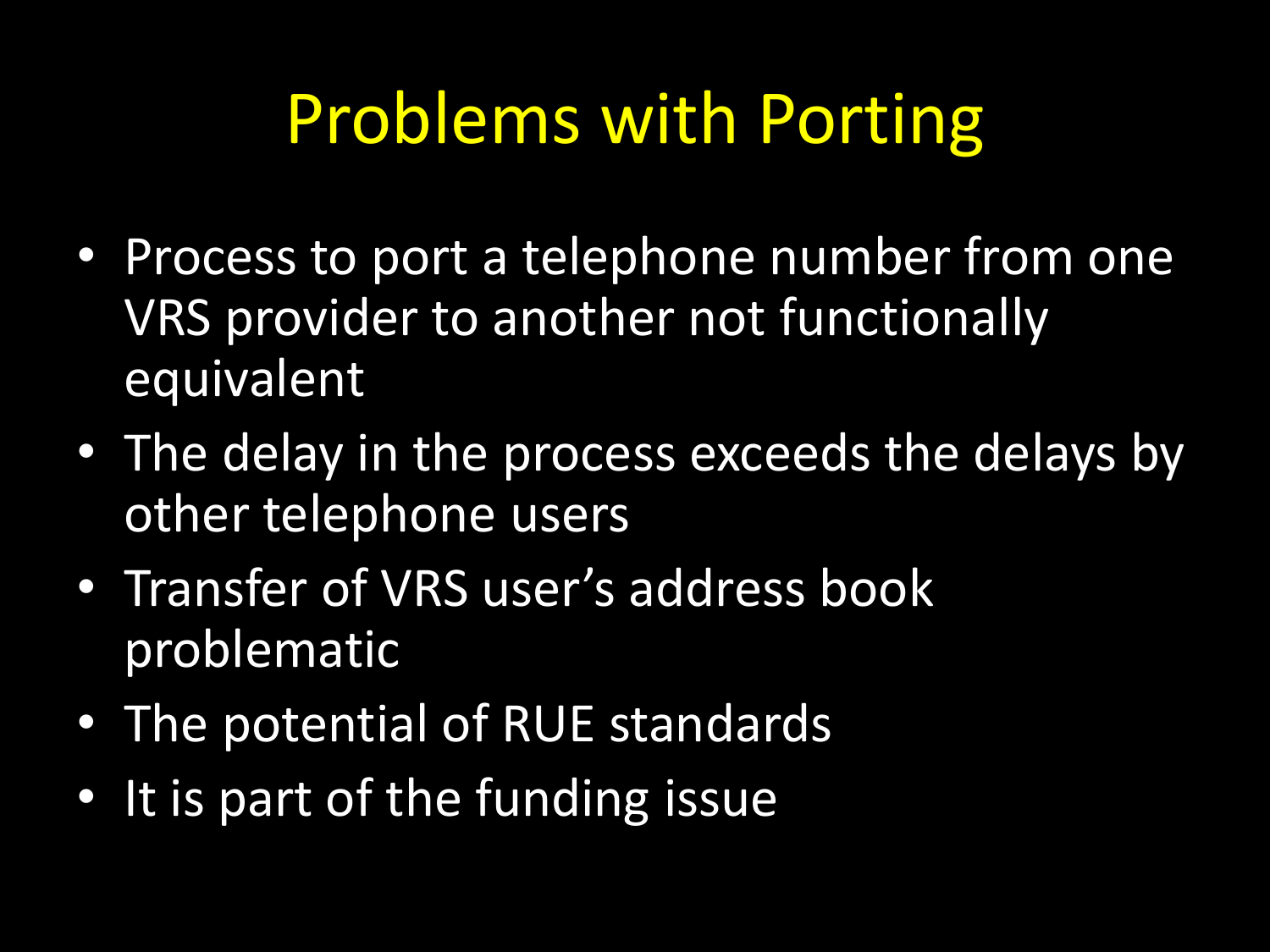# Problems with Porting

- Process to port a telephone number from one VRS provider to another not functionally equivalent
- The delay in the process exceeds the delays by other telephone users
- Transfer of VRS user's address book problematic
- The potential of RUE standards
- It is part of the funding issue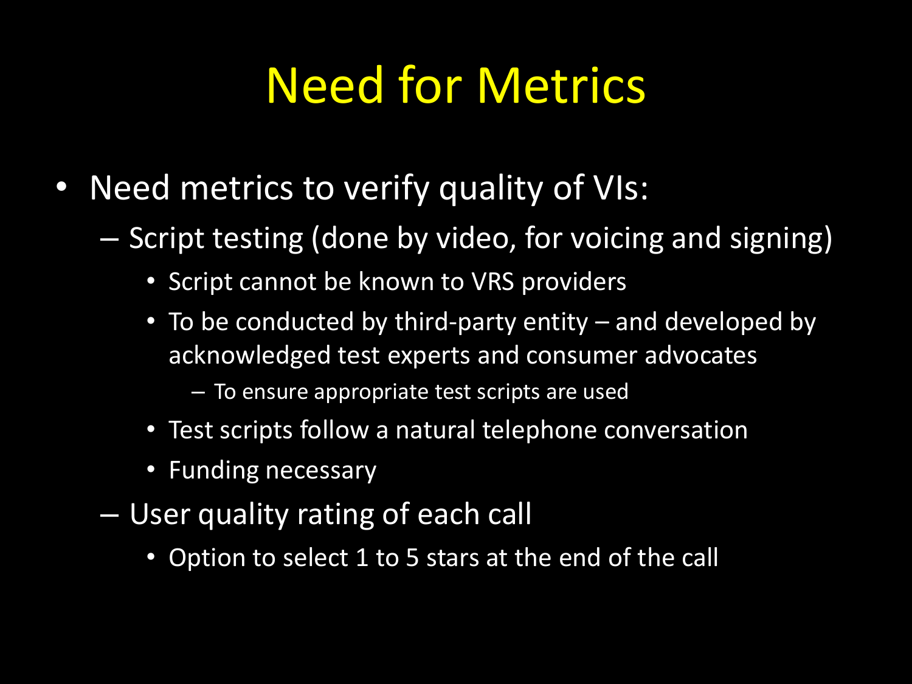# Need for Metrics

- Need metrics to verify quality of VIs:
  - Script testing (done by video, for voicing and signing)
    - Script cannot be known to VRS providers
    - To be conducted by third-party entity – and developed by acknowledged test experts and consumer advocates
      - To ensure appropriate test scripts are used
    - Test scripts follow a natural telephone conversation
    - Funding necessary
  - User quality rating of each call
    - Option to select 1 to 5 stars at the end of the call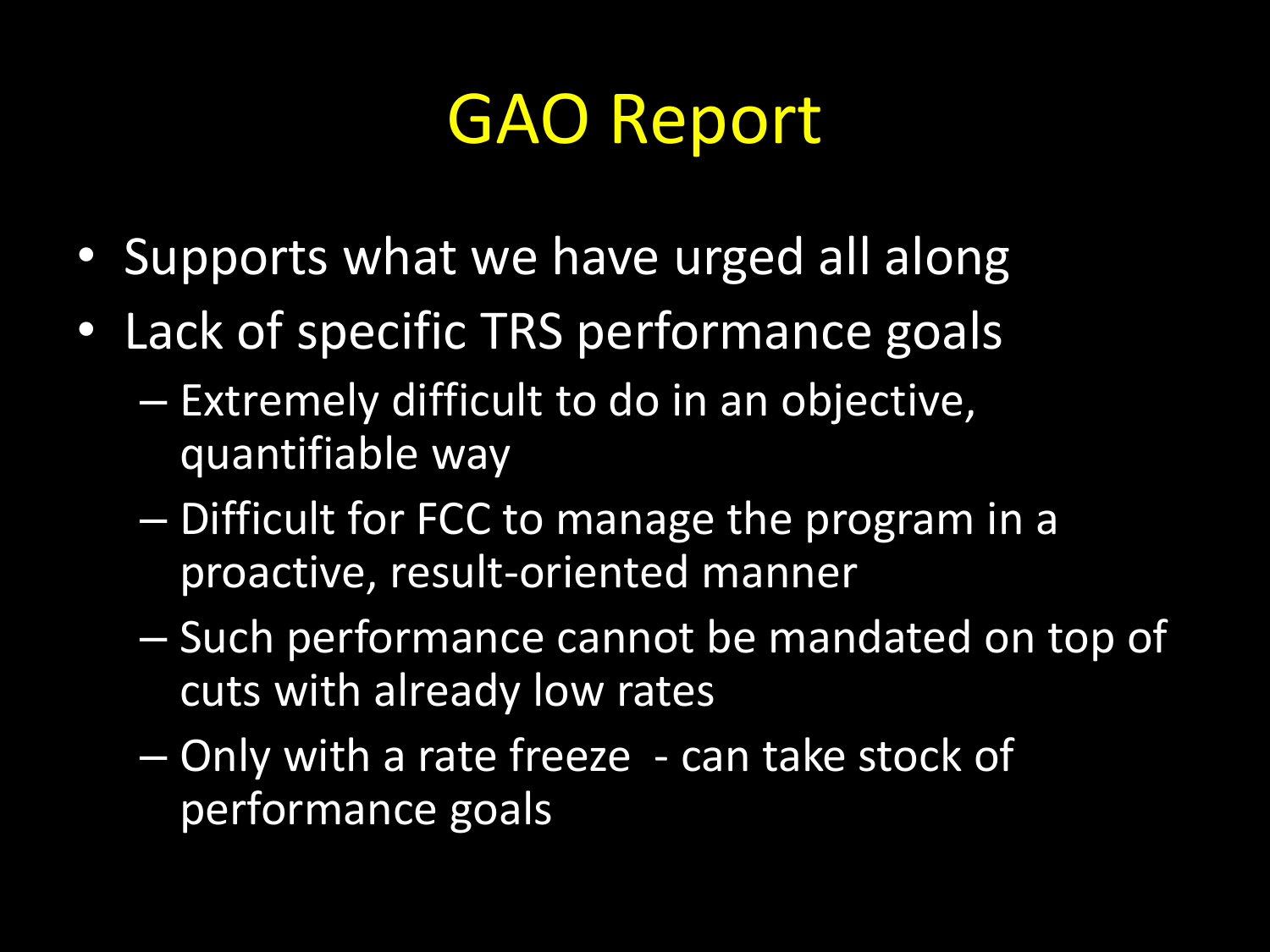# GAO Report

- Supports what we have urged all along
- Lack of specific TRS performance goals
  - Extremely difficult to do in an objective, quantifiable way
  - Difficult for FCC to manage the program in a proactive, result-oriented manner
  - Such performance cannot be mandated on top of cuts with already low rates
  - Only with a rate freeze - can take stock of performance goals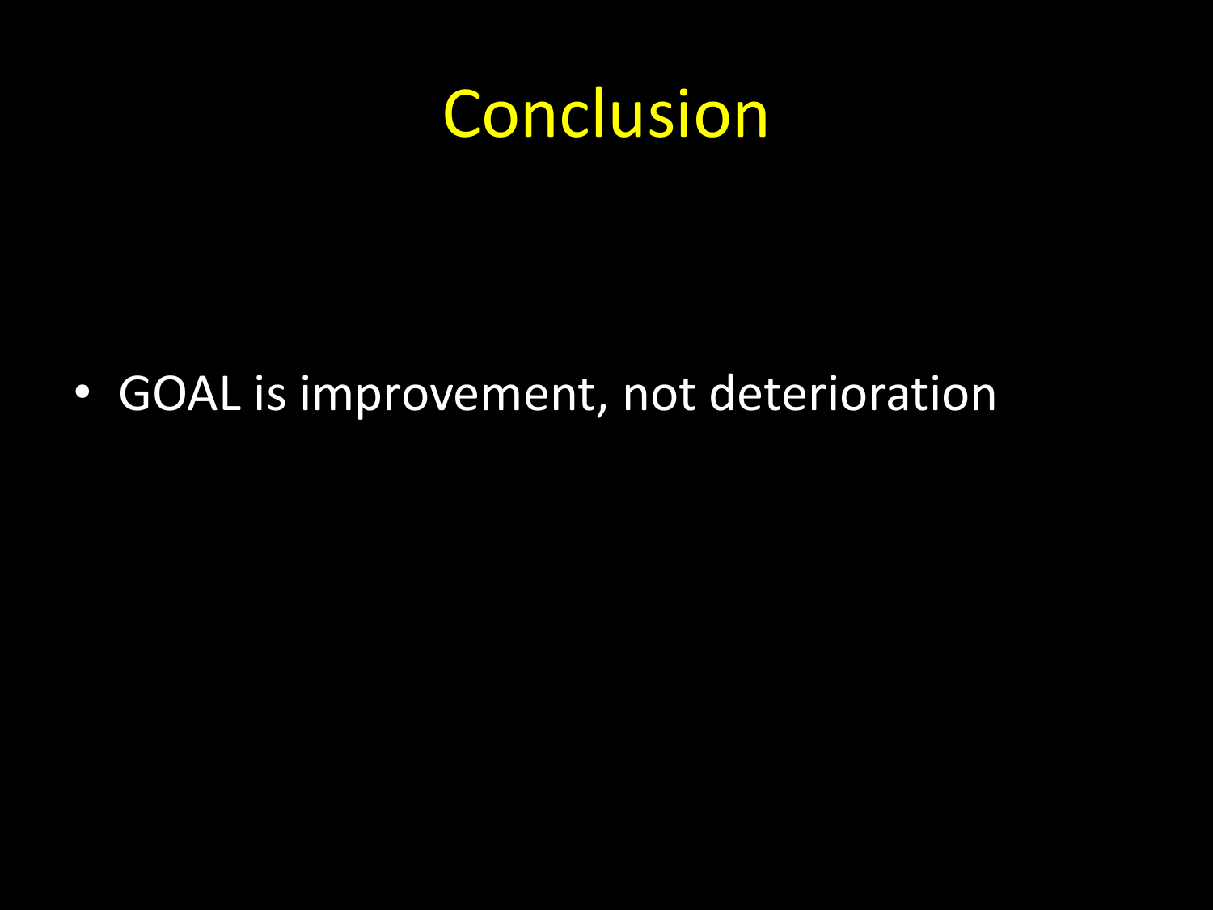# Conclusion

- GOAL is improvement, not deterioration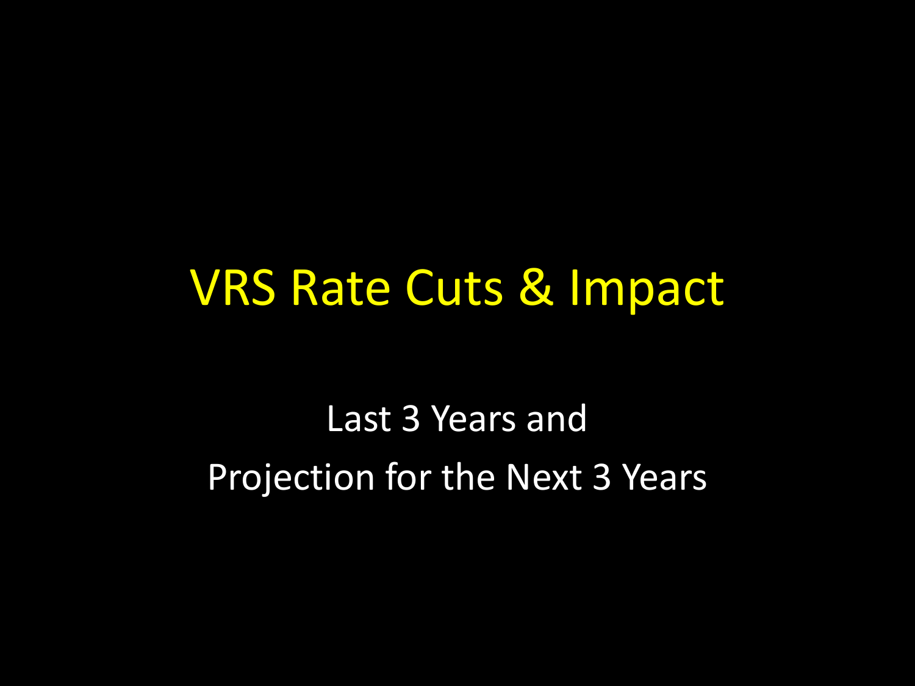# VRS Rate Cuts & Impact

Last 3 Years and

Projection for the Next 3 Years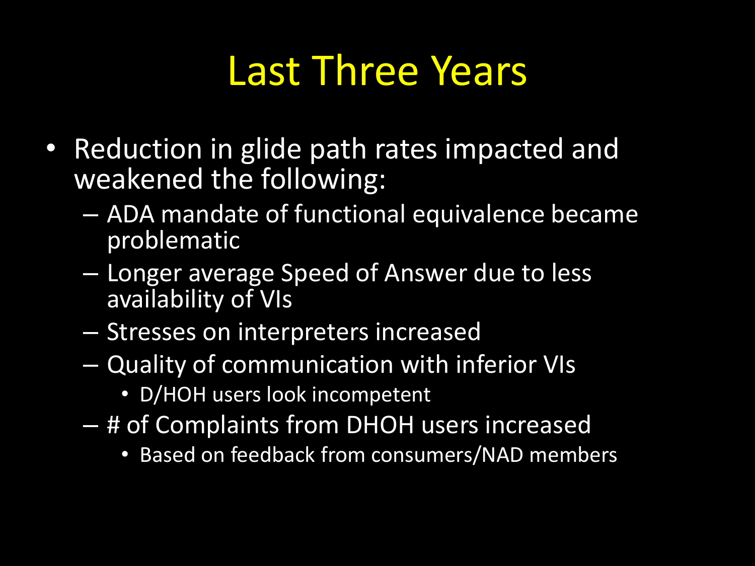# Last Three Years

- Reduction in glide path rates impacted and weakened the following:
  - ADA mandate of functional equivalence became problematic
  - Longer average Speed of Answer due to less availability of VIs
  - Stresses on interpreters increased
  - Quality of communication with inferior VIs
    - D/HOH users look incompetent
  - # of Complaints from DHOH users increased
    - Based on feedback from consumers/NAD members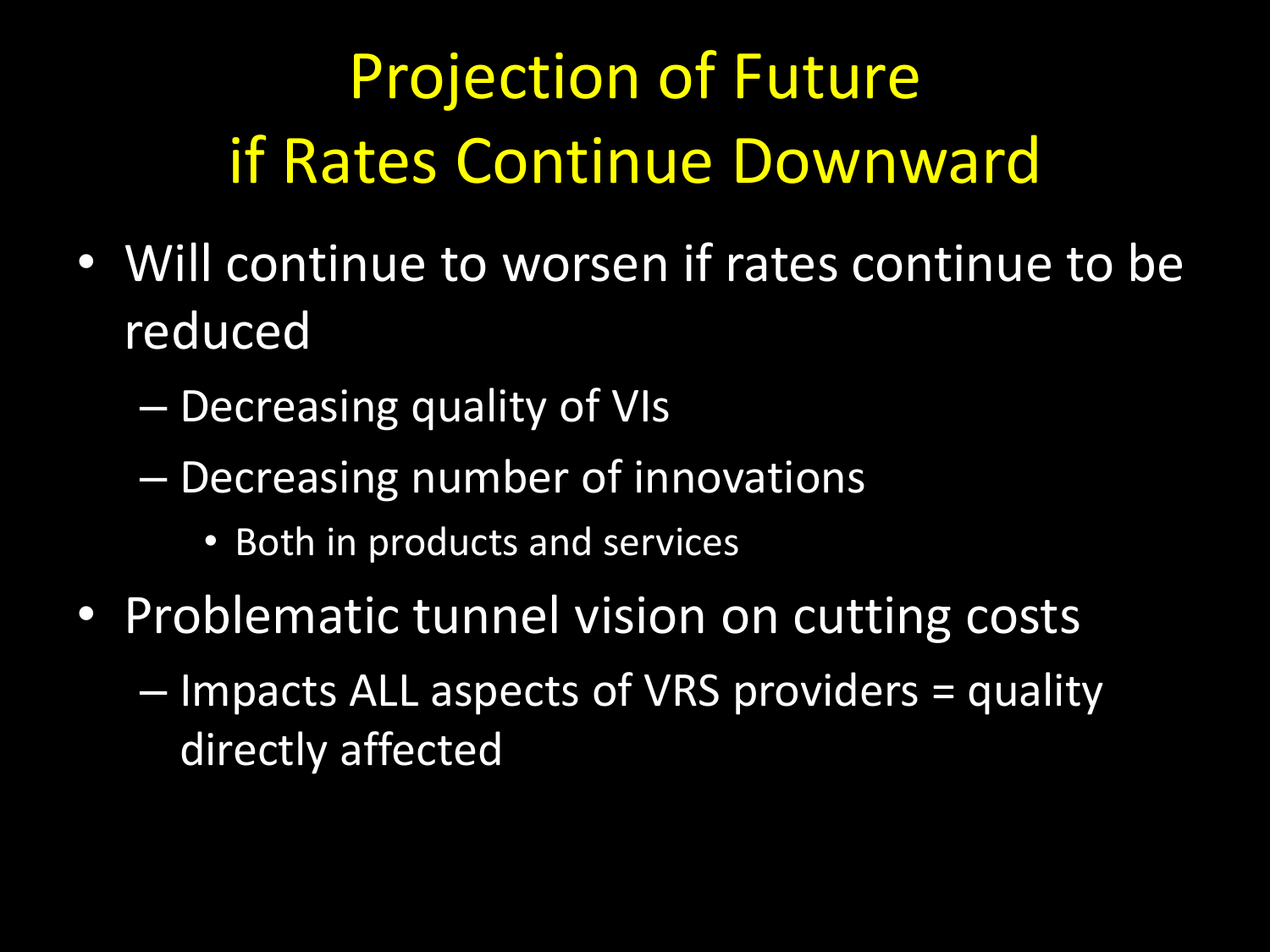# Projection of Future if Rates Continue Downward

- Will continue to worsen if rates continue to be reduced
  - Decreasing quality of VIs
  - Decreasing number of innovations
    - Both in products and services
- Problematic tunnel vision on cutting costs
  - Impacts ALL aspects of VRS providers = quality directly affected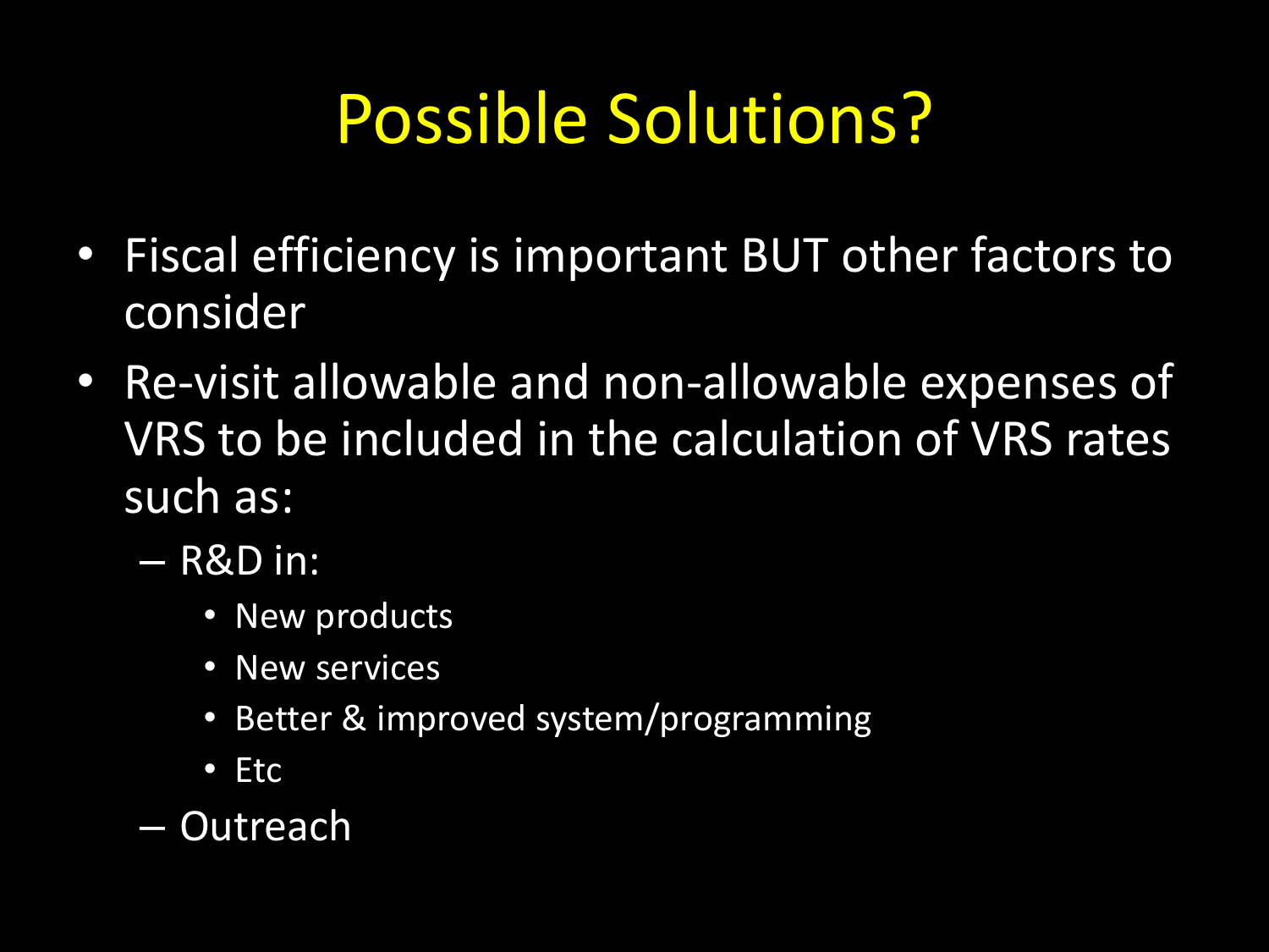# Possible Solutions?

- Fiscal efficiency is important BUT other factors to consider
- Re-visit allowable and non-allowable expenses of VRS to be included in the calculation of VRS rates such as:
  - R&D in:
    - New products
    - New services
    - Better & improved system/programming
    - Etc
  - Outreach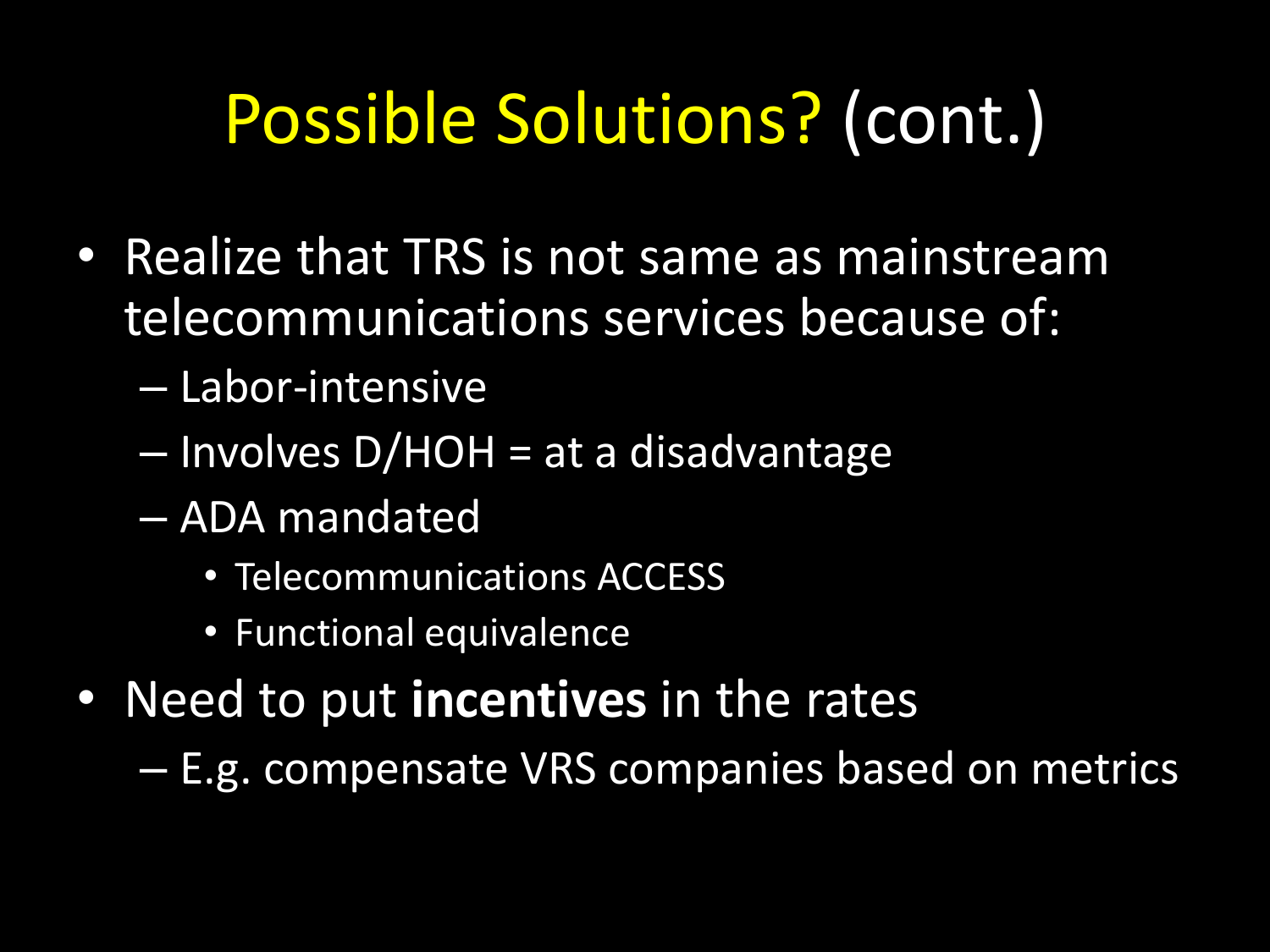# Possible Solutions? (cont.)

- Realize that TRS is not same as mainstream telecommunications services because of:
  - Labor-intensive
  - Involves D/HOH = at a disadvantage
  - ADA mandated
    - Telecommunications ACCESS
    - Functional equivalence
- Need to put **incentives** in the rates
  - E.g. compensate VRS companies based on metrics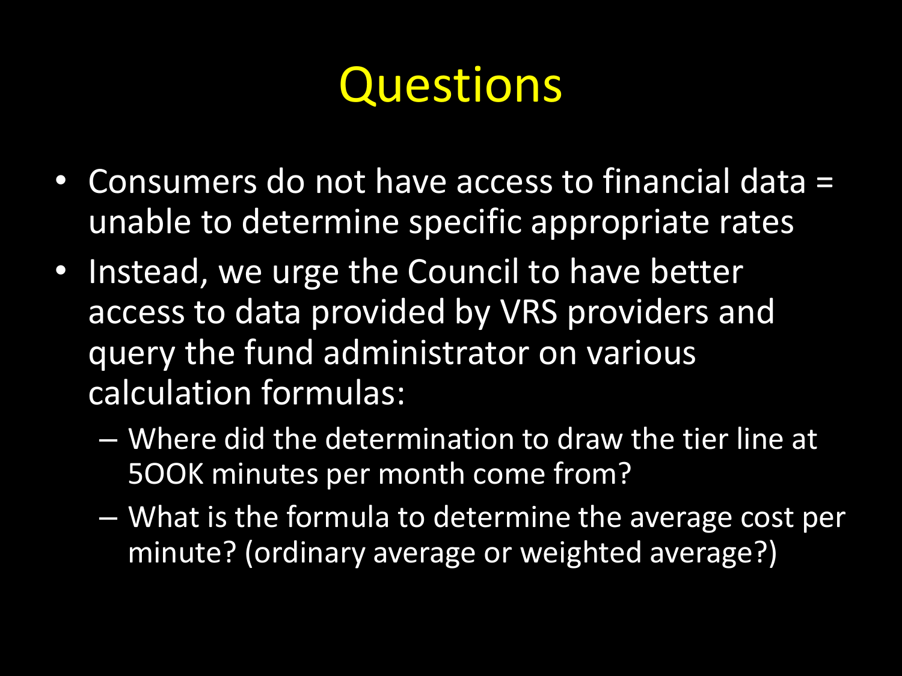# Questions

- Consumers do not have access to financial data = unable to determine specific appropriate rates
- Instead, we urge the Council to have better access to data provided by VRS providers and query the fund administrator on various calculation formulas:
  - Where did the determination to draw the tier line at 5OOK minutes per month come from?
  - What is the formula to determine the average cost per minute? (ordinary average or weighted average?)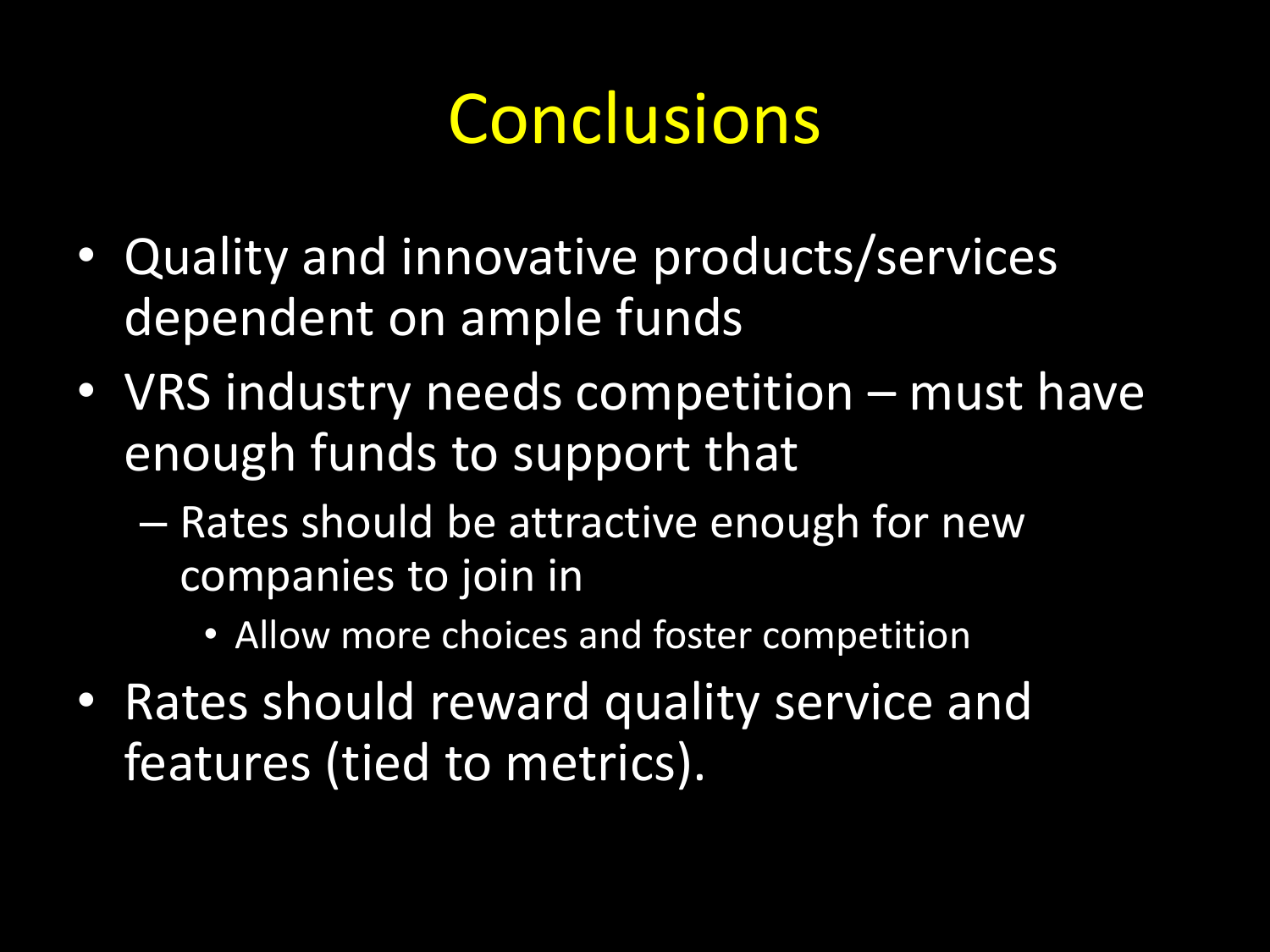# Conclusions

- Quality and innovative products/services dependent on ample funds
- VRS industry needs competition – must have enough funds to support that
  - Rates should be attractive enough for new companies to join in
    - Allow more choices and foster competition
- Rates should reward quality service and features (tied to metrics).